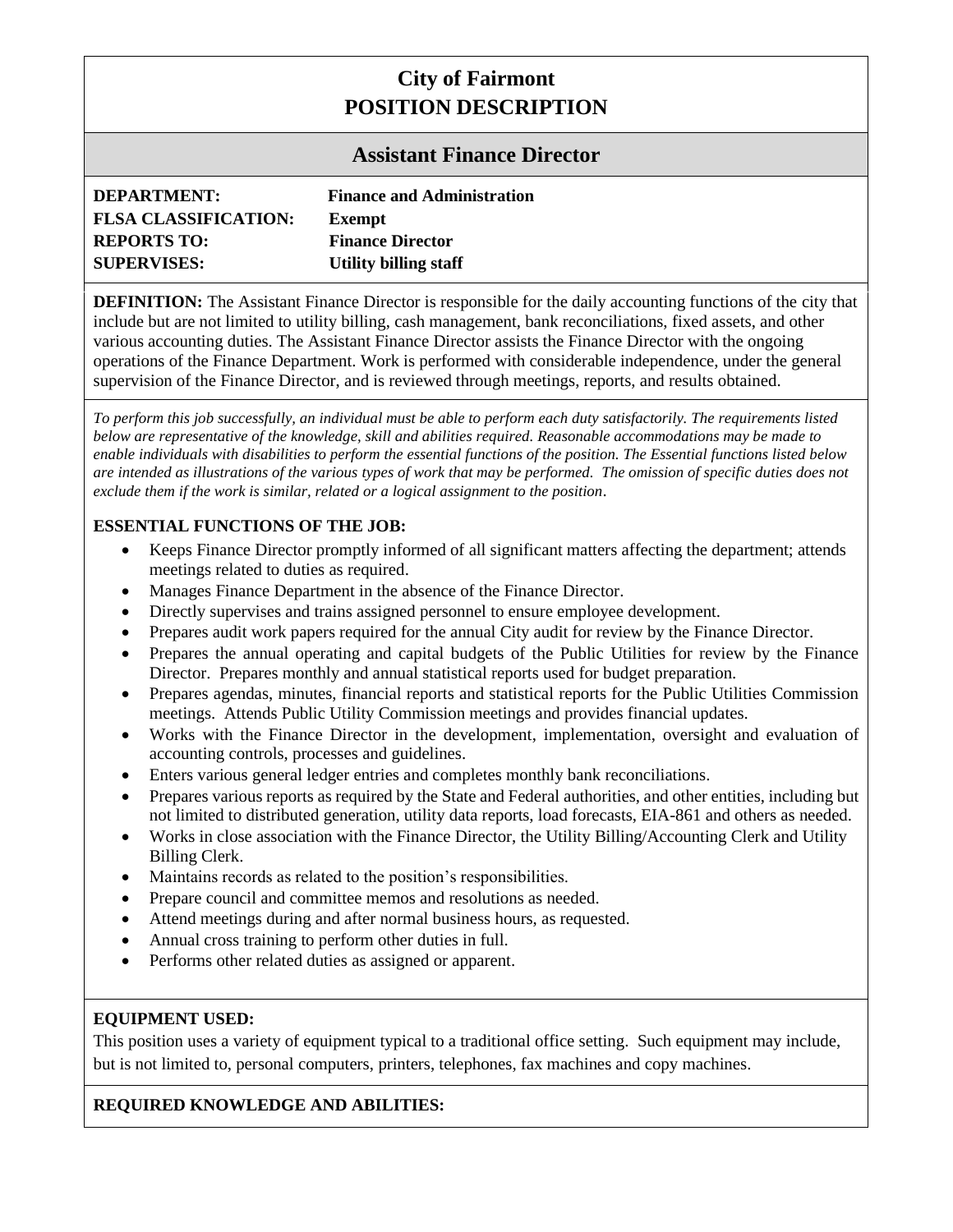# City of Fairmont
# POSITION DESCRIPTION

## Assistant Finance Director

**DEPARTMENT:** **Finance and Administration**
**FLSA CLASSIFICATION:** **Exempt**
**REPORTS TO:** **Finance Director**
**SUPERVISES:** **Utility billing staff**

**DEFINITION:** The Assistant Finance Director is responsible for the daily accounting functions of the city that include but are not limited to utility billing, cash management, bank reconciliations, fixed assets, and other various accounting duties. The Assistant Finance Director assists the Finance Director with the ongoing operations of the Finance Department. Work is performed with considerable independence, under the general supervision of the Finance Director, and is reviewed through meetings, reports, and results obtained.

*To perform this job successfully, an individual must be able to perform each duty satisfactorily. The requirements listed below are representative of the knowledge, skill and abilities required. Reasonable accommodations may be made to enable individuals with disabilities to perform the essential functions of the position. The Essential functions listed below are intended as illustrations of the various types of work that may be performed. The omission of specific duties does not exclude them if the work is similar, related or a logical assignment to the position.*

**ESSENTIAL FUNCTIONS OF THE JOB:**

- Keeps Finance Director promptly informed of all significant matters affecting the department; attends meetings related to duties as required.
- Manages Finance Department in the absence of the Finance Director.
- Directly supervises and trains assigned personnel to ensure employee development.
- Prepares audit work papers required for the annual City audit for review by the Finance Director.
- Prepares the annual operating and capital budgets of the Public Utilities for review by the Finance Director. Prepares monthly and annual statistical reports used for budget preparation.
- Prepares agendas, minutes, financial reports and statistical reports for the Public Utilities Commission meetings. Attends Public Utility Commission meetings and provides financial updates.
- Works with the Finance Director in the development, implementation, oversight and evaluation of accounting controls, processes and guidelines.
- Enters various general ledger entries and completes monthly bank reconciliations.
- Prepares various reports as required by the State and Federal authorities, and other entities, including but not limited to distributed generation, utility data reports, load forecasts, EIA-861 and others as needed.
- Works in close association with the Finance Director, the Utility Billing/Accounting Clerk and Utility Billing Clerk.
- Maintains records as related to the position's responsibilities.
- Prepare council and committee memos and resolutions as needed.
- Attend meetings during and after normal business hours, as requested.
- Annual cross training to perform other duties in full.
- Performs other related duties as assigned or apparent.

**EQUIPMENT USED:**

This position uses a variety of equipment typical to a traditional office setting. Such equipment may include, but is not limited to, personal computers, printers, telephones, fax machines and copy machines.

**REQUIRED KNOWLEDGE AND ABILITIES:**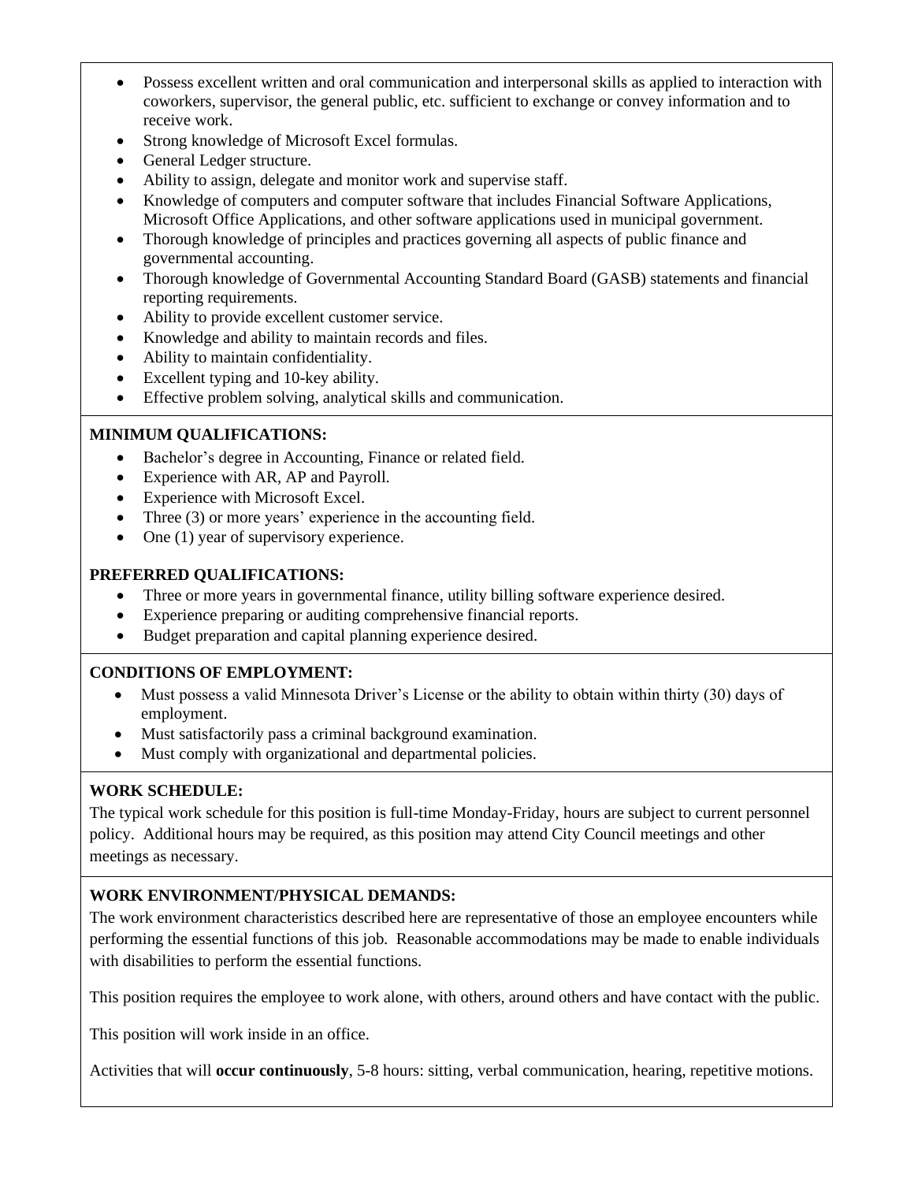- Possess excellent written and oral communication and interpersonal skills as applied to interaction with coworkers, supervisor, the general public, etc. sufficient to exchange or convey information and to receive work.
- Strong knowledge of Microsoft Excel formulas.
- General Ledger structure.
- Ability to assign, delegate and monitor work and supervise staff.
- Knowledge of computers and computer software that includes Financial Software Applications, Microsoft Office Applications, and other software applications used in municipal government.
- Thorough knowledge of principles and practices governing all aspects of public finance and governmental accounting.
- Thorough knowledge of Governmental Accounting Standard Board (GASB) statements and financial reporting requirements.
- Ability to provide excellent customer service.
- Knowledge and ability to maintain records and files.
- Ability to maintain confidentiality.
- Excellent typing and 10-key ability.
- Effective problem solving, analytical skills and communication.

**MINIMUM QUALIFICATIONS:**

- Bachelor's degree in Accounting, Finance or related field.
- Experience with AR, AP and Payroll.
- Experience with Microsoft Excel.
- Three (3) or more years' experience in the accounting field.
- One (1) year of supervisory experience.

**PREFERRED QUALIFICATIONS:**

- Three or more years in governmental finance, utility billing software experience desired.
- Experience preparing or auditing comprehensive financial reports.
- Budget preparation and capital planning experience desired.

**CONDITIONS OF EMPLOYMENT:**

- Must possess a valid Minnesota Driver's License or the ability to obtain within thirty (30) days of employment.
- Must satisfactorily pass a criminal background examination.
- Must comply with organizational and departmental policies.

**WORK SCHEDULE:**

The typical work schedule for this position is full-time Monday-Friday, hours are subject to current personnel policy. Additional hours may be required, as this position may attend City Council meetings and other meetings as necessary.

**WORK ENVIRONMENT/PHYSICAL DEMANDS:**

The work environment characteristics described here are representative of those an employee encounters while performing the essential functions of this job. Reasonable accommodations may be made to enable individuals with disabilities to perform the essential functions.

This position requires the employee to work alone, with others, around others and have contact with the public.

This position will work inside in an office.

Activities that will **occur continuously**, 5-8 hours: sitting, verbal communication, hearing, repetitive motions.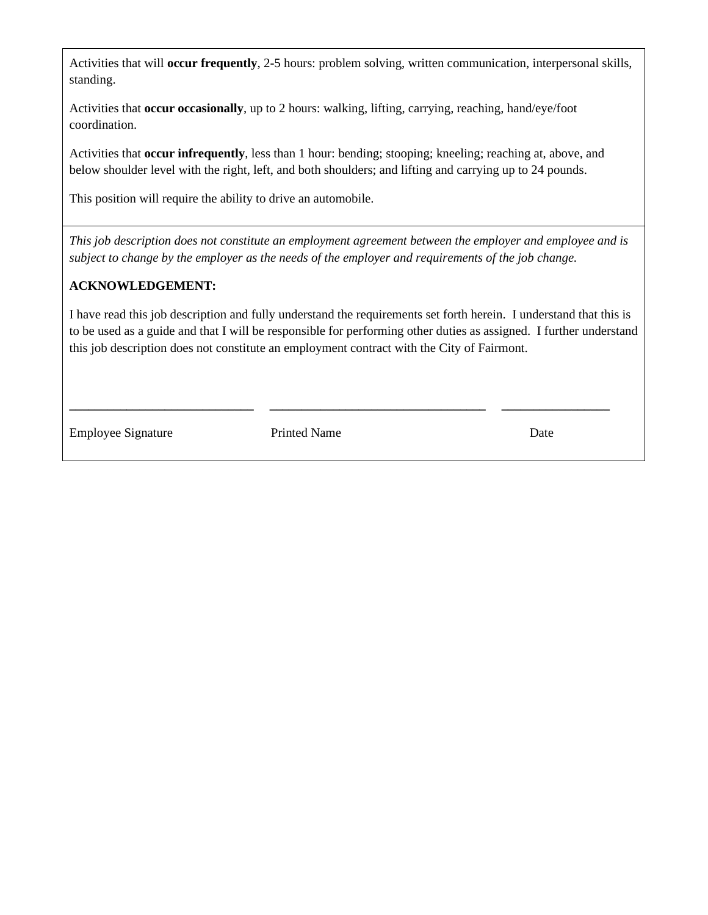Activities that will **occur frequently**, 2-5 hours: problem solving, written communication, interpersonal skills, standing.

Activities that **occur occasionally**, up to 2 hours: walking, lifting, carrying, reaching, hand/eye/foot coordination.

Activities that **occur infrequently**, less than 1 hour: bending; stooping; kneeling; reaching at, above, and below shoulder level with the right, left, and both shoulders; and lifting and carrying up to 24 pounds.

This position will require the ability to drive an automobile.

*This job description does not constitute an employment agreement between the employer and employee and is subject to change by the employer as the needs of the employer and requirements of the job change.*

**ACKNOWLEDGEMENT:**

I have read this job description and fully understand the requirements set forth herein. I understand that this is to be used as a guide and that I will be responsible for performing other duties as assigned. I further understand this job description does not constitute an employment contract with the City of Fairmont.

| | | |
|---|---|---|
| ____________________________ | ________________________________ | ________________ |
| Employee Signature | Printed Name | Date |